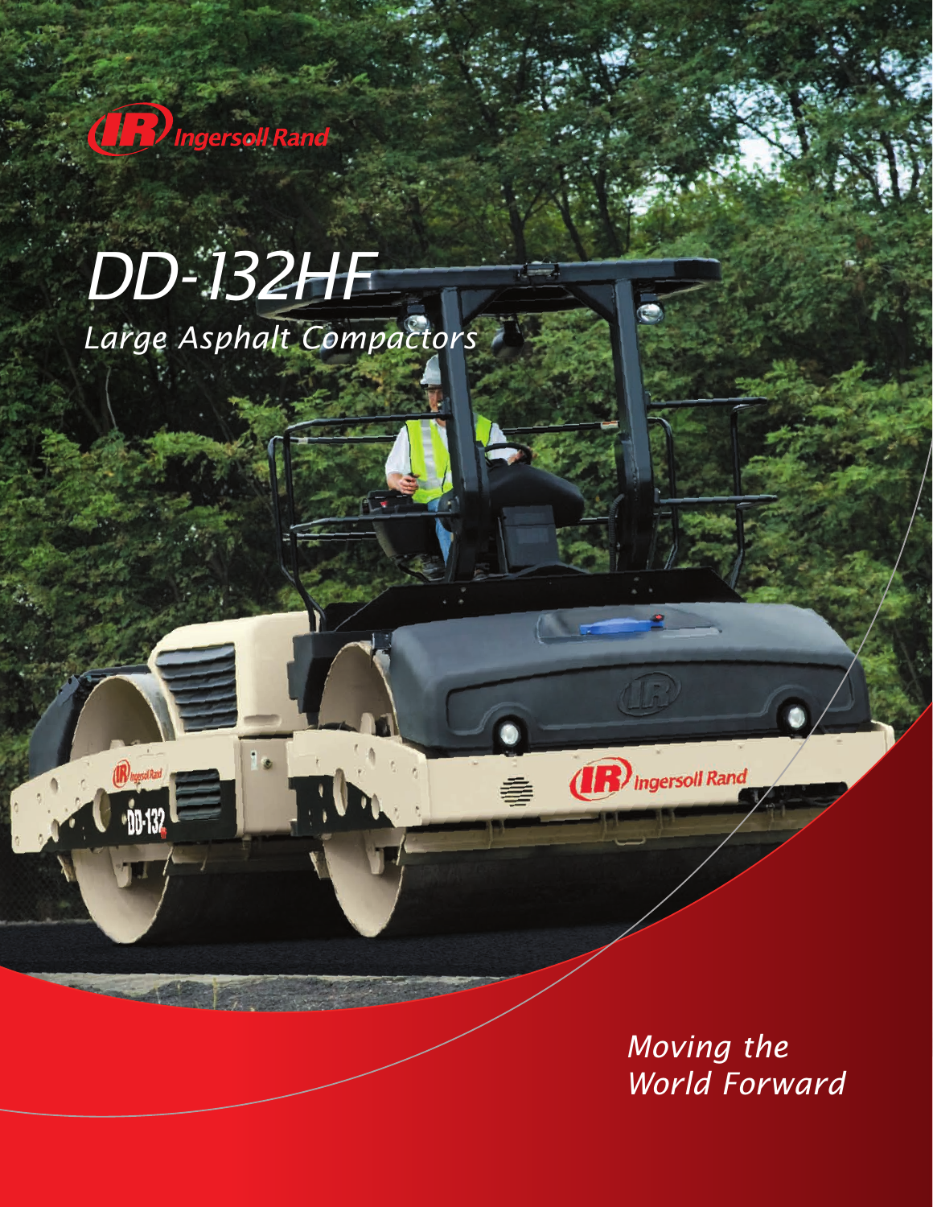Ingersoll Rand

# DD-132HF

## *Large Asphalt Compactors*

*Moving the World Forward*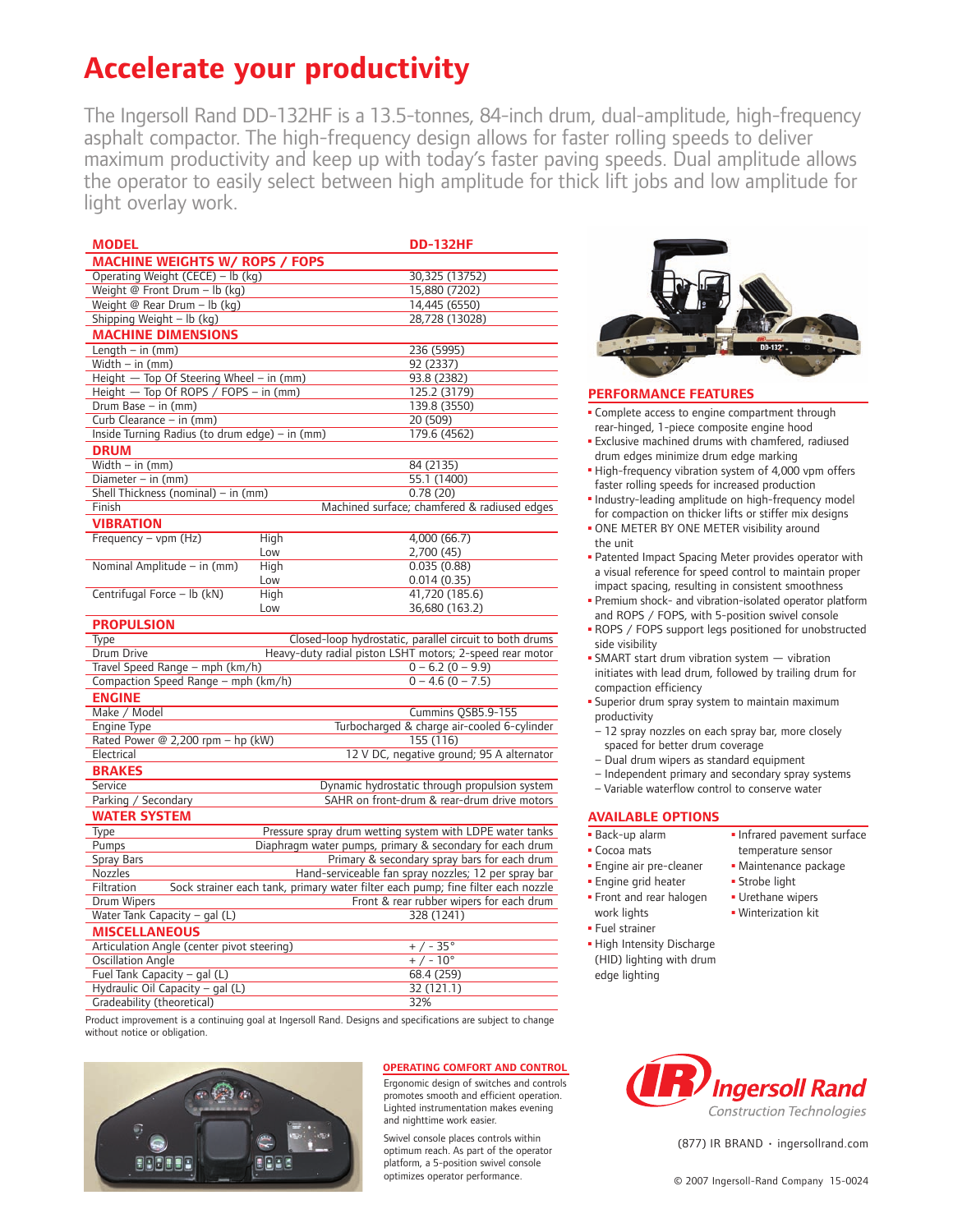# Accelerate your productivity

The Ingersoll Rand DD-132HF is a 13.5-tonnes, 84-inch drum, dual-amplitude, high-frequency asphalt compactor. The high-frequency design allows for faster rolling speeds to deliver maximum productivity and keep up with today's faster paving speeds. Dual amplitude allows the operator to easily select between high amplitude for thick lift jobs and low amplitude for light overlay work.

| MODEL | | DD-132HF |
|---|---|---|
| **MACHINE WEIGHTS W/ ROPS / FOPS** | | |
| Operating Weight (CECE) – lb (kg) | | 30,325 (13752) |
| Weight @ Front Drum – lb (kg) | | 15,880 (7202) |
| Weight @ Rear Drum – lb (kg) | | 14,445 (6550) |
| Shipping Weight – lb (kg) | | 28,728 (13028) |
| **MACHINE DIMENSIONS** | | |
| Length – in (mm) | | 236 (5995) |
| Width – in (mm) | | 92 (2337) |
| Height — Top Of Steering Wheel – in (mm) | | 93.8 (2382) |
| Height — Top Of ROPS / FOPS – in (mm) | | 125.2 (3179) |
| Drum Base – in (mm) | | 139.8 (3550) |
| Curb Clearance – in (mm) | | 20 (509) |
| Inside Turning Radius (to drum edge) – in (mm) | | 179.6 (4562) |
| **DRUM** | | |
| Width – in (mm) | | 84 (2135) |
| Diameter – in (mm) | | 55.1 (1400) |
| Shell Thickness (nominal) – in (mm) | | 0.78 (20) |
| Finish | | Machined surface; chamfered & radiused edges |
| **VIBRATION** | | |
| Frequency – vpm (Hz) | High | 4,000 (66.7) |
| | Low | 2,700 (45) |
| Nominal Amplitude – in (mm) | High | 0.035 (0.88) |
| | Low | 0.014 (0.35) |
| Centrifugal Force – lb (kN) | High | 41,720 (185.6) |
| | Low | 36,680 (163.2) |
| **PROPULSION** | | |
| Type | | Closed-loop hydrostatic, parallel circuit to both drums |
| Drum Drive | | Heavy-duty radial piston LSHT motors; 2-speed rear motor |
| Travel Speed Range – mph (km/h) | | 0 – 6.2 (0 – 9.9) |
| Compaction Speed Range – mph (km/h) | | 0 – 4.6 (0 – 7.5) |
| **ENGINE** | | |
| Make / Model | | Cummins QSB5.9-155 |
| Engine Type | | Turbocharged & charge air-cooled 6-cylinder |
| Rated Power @ 2,200 rpm – hp (kW) | | 155 (116) |
| Electrical | | 12 V DC, negative ground; 95 A alternator |
| **BRAKES** | | |
| Service | | Dynamic hydrostatic through propulsion system |
| Parking / Secondary | | SAHR on front-drum & rear-drum drive motors |
| **WATER SYSTEM** | | |
| Type | | Pressure spray drum wetting system with LDPE water tanks |
| Pumps | | Diaphragm water pumps, primary & secondary for each drum |
| Spray Bars | | Primary & secondary spray bars for each drum |
| Nozzles | | Hand-serviceable fan spray nozzles; 12 per spray bar |
| Filtration | | Sock strainer each tank, primary water filter each pump; fine filter each nozzle |
| Drum Wipers | | Front & rear rubber wipers for each drum |
| Water Tank Capacity – gal (L) | | 328 (1241) |
| **MISCELLANEOUS** | | |
| Articulation Angle (center pivot steering) | | + / - 35° |
| Oscillation Angle | | + / - 10° |
| Fuel Tank Capacity – gal (L) | | 68.4 (259) |
| Hydraulic Oil Capacity – gal (L) | | 32 (121.1) |
| Gradeability (theoretical) | | 32% |

Product improvement is a continuing goal at Ingersoll Rand. Designs and specifications are subject to change without notice or obligation.

## PERFORMANCE FEATURES

- Complete access to engine compartment through rear-hinged, 1-piece composite engine hood
- Exclusive machined drums with chamfered, radiused drum edges minimize drum edge marking
- High-frequency vibration system of 4,000 vpm offers faster rolling speeds for increased production
- Industry-leading amplitude on high-frequency model for compaction on thicker lifts or stiffer mix designs
- ONE METER BY ONE METER visibility around the unit
- Patented Impact Spacing Meter provides operator with a visual reference for speed control to maintain proper impact spacing, resulting in consistent smoothness
- Premium shock- and vibration-isolated operator platform and ROPS / FOPS, with 5-position swivel console
- ROPS / FOPS support legs positioned for unobstructed side visibility
- SMART start drum vibration system — vibration initiates with lead drum, followed by trailing drum for compaction efficiency
- Superior drum spray system to maintain maximum productivity
  - 12 spray nozzles on each spray bar, more closely spaced for better drum coverage
  - Dual drum wipers as standard equipment
  - Independent primary and secondary spray systems
  - Variable waterflow control to conserve water

## AVAILABLE OPTIONS

- Back-up alarm
- Cocoa mats
- Engine air pre-cleaner
- Engine grid heater
- Front and rear halogen work lights
- Fuel strainer
- High Intensity Discharge (HID) lighting with drum edge lighting
- Infrared pavement surface temperature sensor
- Maintenance package
- Strobe light
- Urethane wipers
- Winterization kit

## OPERATING COMFORT AND CONTROL

Ergonomic design of switches and controls promotes smooth and efficient operation. Lighted instrumentation makes evening and nighttime work easier.

Swivel console places controls within optimum reach. As part of the operator platform, a 5-position swivel console optimizes operator performance.

Ingersoll Rand
Construction Technologies

(877) IR BRAND • ingersollrand.com

© 2007 Ingersoll-Rand Company 15-0024